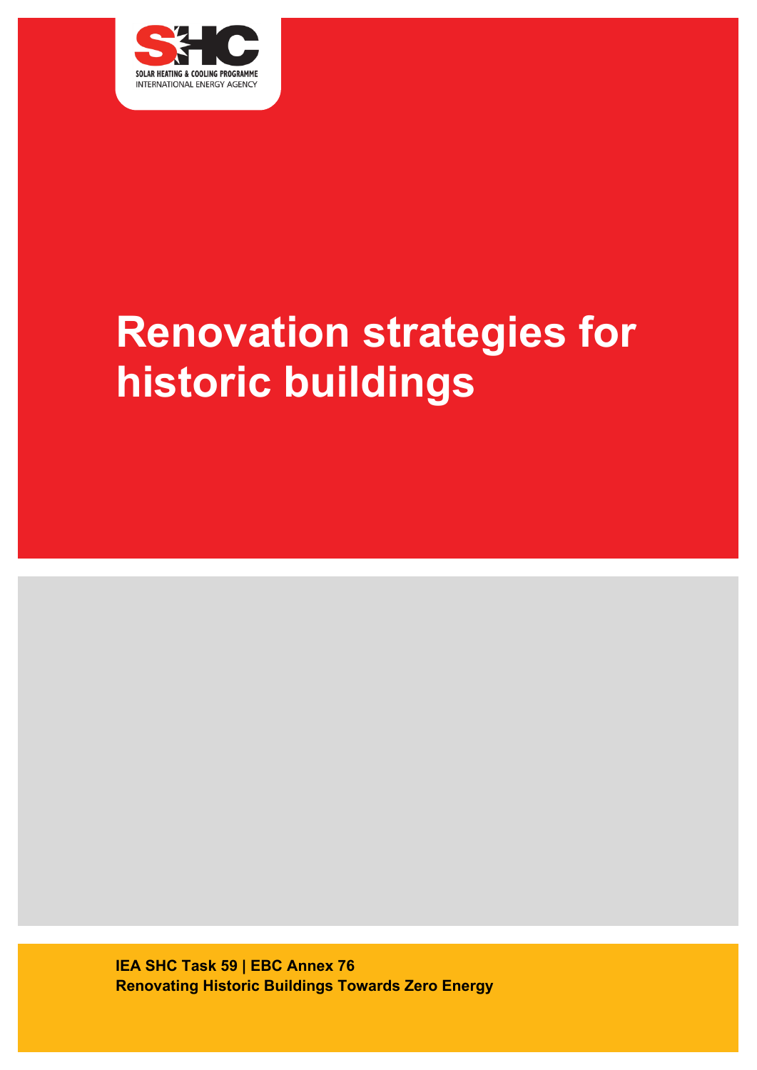SOLAR HEATING & COOLING PROGRAMME
INTERNATIONAL ENERGY AGENCY

# Renovation strategies for historic buildings

**IEA SHC Task 59 | EBC Annex 76**
**Renovating Historic Buildings Towards Zero Energy**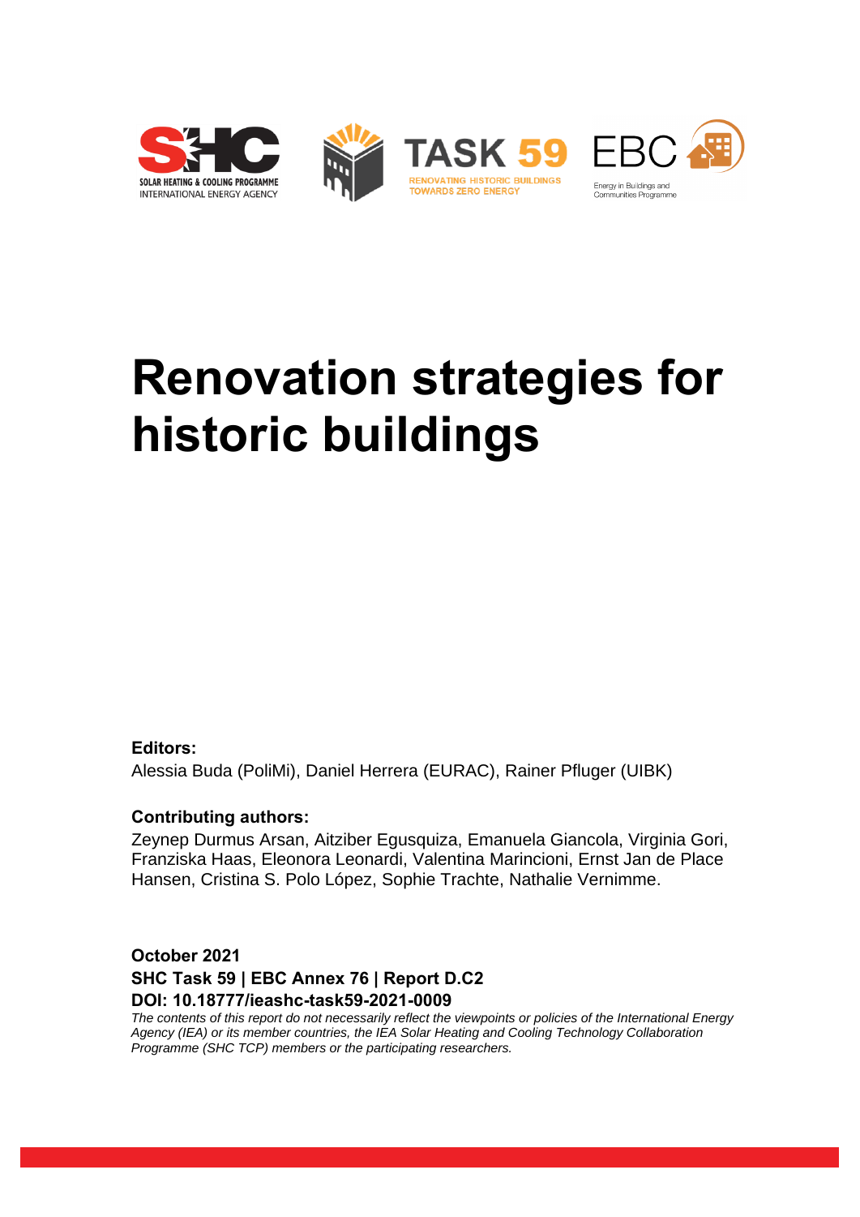# Renovation strategies for historic buildings

**Editors:**
Alessia Buda (PoliMi), Daniel Herrera (EURAC), Rainer Pfluger (UIBK)

**Contributing authors:**
Zeynep Durmus Arsan, Aitziber Egusquiza, Emanuela Giancola, Virginia Gori, Franziska Haas, Eleonora Leonardi, Valentina Marincioni, Ernst Jan de Place Hansen, Cristina S. Polo López, Sophie Trachte, Nathalie Vernimme.

**October 2021**
**SHC Task 59 | EBC Annex 76 | Report D.C2**
**DOI: 10.18777/ieashc-task59-2021-0009**

*The contents of this report do not necessarily reflect the viewpoints or policies of the International Energy Agency (IEA) or its member countries, the IEA Solar Heating and Cooling Technology Collaboration Programme (SHC TCP) members or the participating researchers.*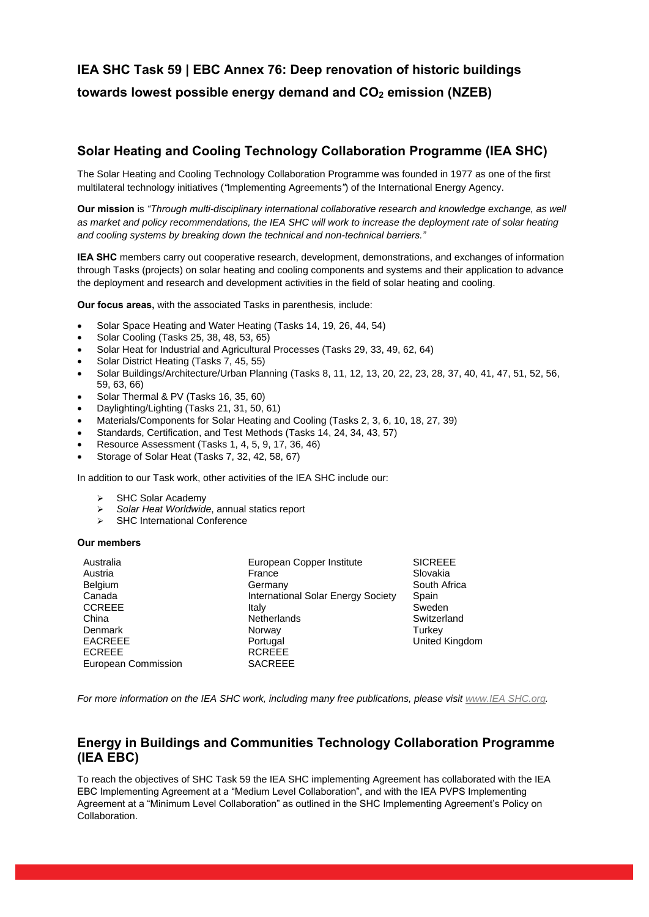# IEA SHC Task 59 | EBC Annex 76: Deep renovation of historic buildings towards lowest possible energy demand and $CO_2$ emission (NZEB)

## Solar Heating and Cooling Technology Collaboration Programme (IEA SHC)

The Solar Heating and Cooling Technology Collaboration Programme was founded in 1977 as one of the first multilateral technology initiatives (*"*Implementing Agreements*"*) of the International Energy Agency.

**Our mission** is *"Through multi-disciplinary international collaborative research and knowledge exchange, as well as market and policy recommendations, the IEA SHC will work to increase the deployment rate of solar heating and cooling systems by breaking down the technical and non-technical barriers."*

**IEA SHC** members carry out cooperative research, development, demonstrations, and exchanges of information through Tasks (projects) on solar heating and cooling components and systems and their application to advance the deployment and research and development activities in the field of solar heating and cooling.

**Our focus areas,** with the associated Tasks in parenthesis, include:

- Solar Space Heating and Water Heating (Tasks 14, 19, 26, 44, 54)
- Solar Cooling (Tasks 25, 38, 48, 53, 65)
- Solar Heat for Industrial and Agricultural Processes (Tasks 29, 33, 49, 62, 64)
- Solar District Heating (Tasks 7, 45, 55)
- Solar Buildings/Architecture/Urban Planning (Tasks 8, 11, 12, 13, 20, 22, 23, 28, 37, 40, 41, 47, 51, 52, 56, 59, 63, 66)
- Solar Thermal & PV (Tasks 16, 35, 60)
- Daylighting/Lighting (Tasks 21, 31, 50, 61)
- Materials/Components for Solar Heating and Cooling (Tasks 2, 3, 6, 10, 18, 27, 39)
- Standards, Certification, and Test Methods (Tasks 14, 24, 34, 43, 57)
- Resource Assessment (Tasks 1, 4, 5, 9, 17, 36, 46)
- Storage of Solar Heat (Tasks 7, 32, 42, 58, 67)

In addition to our Task work, other activities of the IEA SHC include our:

- SHC Solar Academy
- *Solar Heat Worldwide*, annual statics report
- SHC International Conference

**Our members**

Australia
Austria
Belgium
Canada
CCREEE
China
Denmark
EACREEE
ECREEE
European Commission
European Copper Institute
France
Germany
International Solar Energy Society
Italy
Netherlands
Norway
Portugal
RCREEE
SACREEE
SICREEE
Slovakia
South Africa
Spain
Sweden
Switzerland
Turkey
United Kingdom

*For more information on the IEA SHC work, including many free publications, please visit www.IEA SHC.org.*

## Energy in Buildings and Communities Technology Collaboration Programme (IEA EBC)

To reach the objectives of SHC Task 59 the IEA SHC implementing Agreement has collaborated with the IEA EBC Implementing Agreement at a "Medium Level Collaboration", and with the IEA PVPS Implementing Agreement at a "Minimum Level Collaboration" as outlined in the SHC Implementing Agreement's Policy on Collaboration.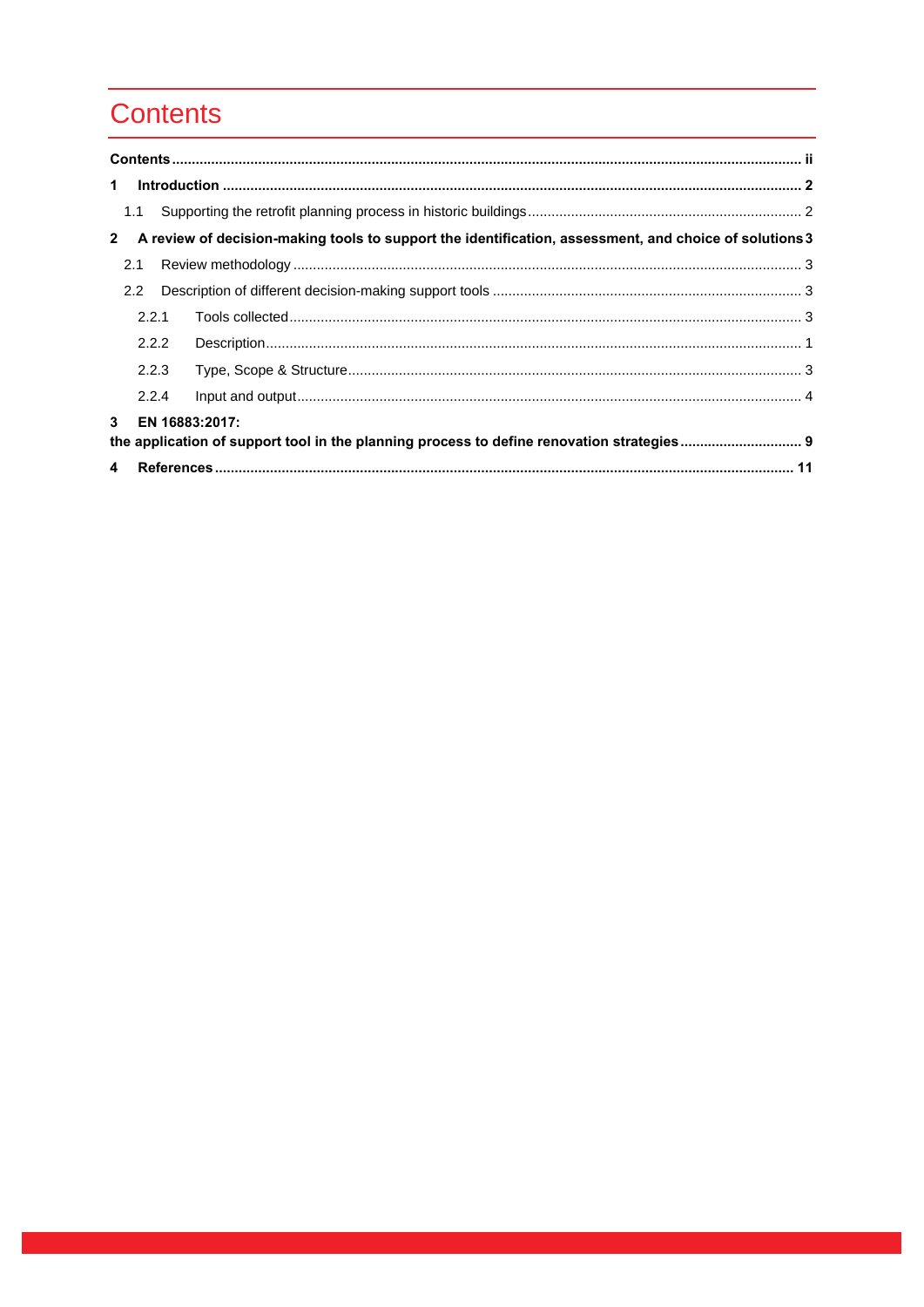# Contents

**Contents** ..................................................................................................................................................... ii

**1 Introduction** ........................................................................................................................................... 2

1.1 Supporting the retrofit planning process in historic buildings ..................................................................... 2

**2 A review of decision-making tools to support the identification, assessment, and choice of solutions** 3

2.1 Review methodology ................................................................................................................................. 3

2.2 Description of different decision-making support tools ............................................................................. 3

2.2.1 Tools collected ..................................................................................................................................... 3

2.2.2 Description ............................................................................................................................................ 1

2.2.3 Type, Scope & Structure ...................................................................................................................... 3

2.2.4 Input and output .................................................................................................................................... 4

**3 EN 16883:2017:**
**the application of support tool in the planning process to define renovation strategies** .............................. 9

**4 References** .............................................................................................................................................. 11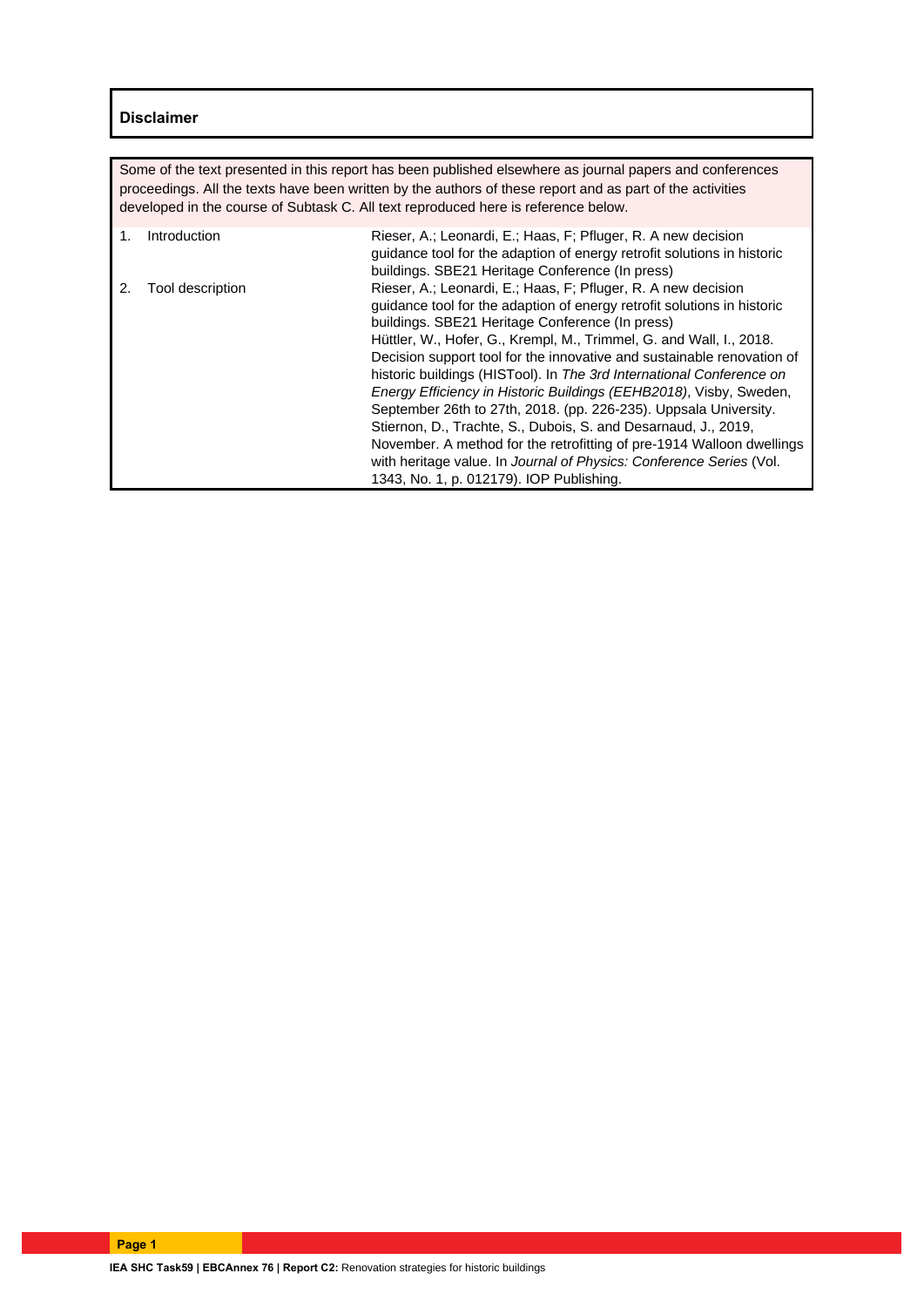## Disclaimer

Some of the text presented in this report has been published elsewhere as journal papers and conferences proceedings. All the texts have been written by the authors of these report and as part of the activities developed in the course of Subtask C. All text reproduced here is reference below.

| | | |
|---|---|---|
| 1. | Introduction | Rieser, A.; Leonardi, E.; Haas, F; Pfluger, R. A new decision guidance tool for the adaption of energy retrofit solutions in historic buildings. SBE21 Heritage Conference (In press) |
| 2. | Tool description | Rieser, A.; Leonardi, E.; Haas, F; Pfluger, R. A new decision guidance tool for the adaption of energy retrofit solutions in historic buildings. SBE21 Heritage Conference (In press)<br>Hüttler, W., Hofer, G., Krempl, M., Trimmel, G. and Wall, I., 2018. Decision support tool for the innovative and sustainable renovation of historic buildings (HISTool). In *The 3rd International Conference on Energy Efficiency in Historic Buildings (EEHB2018)*, Visby, Sweden, September 26th to 27th, 2018. (pp. 226-235). Uppsala University.<br>Stiernon, D., Trachte, S., Dubois, S. and Desarnaud, J., 2019, November. A method for the retrofitting of pre-1914 Walloon dwellings with heritage value. In *Journal of Physics: Conference Series* (Vol. 1343, No. 1, p. 012179). IOP Publishing. |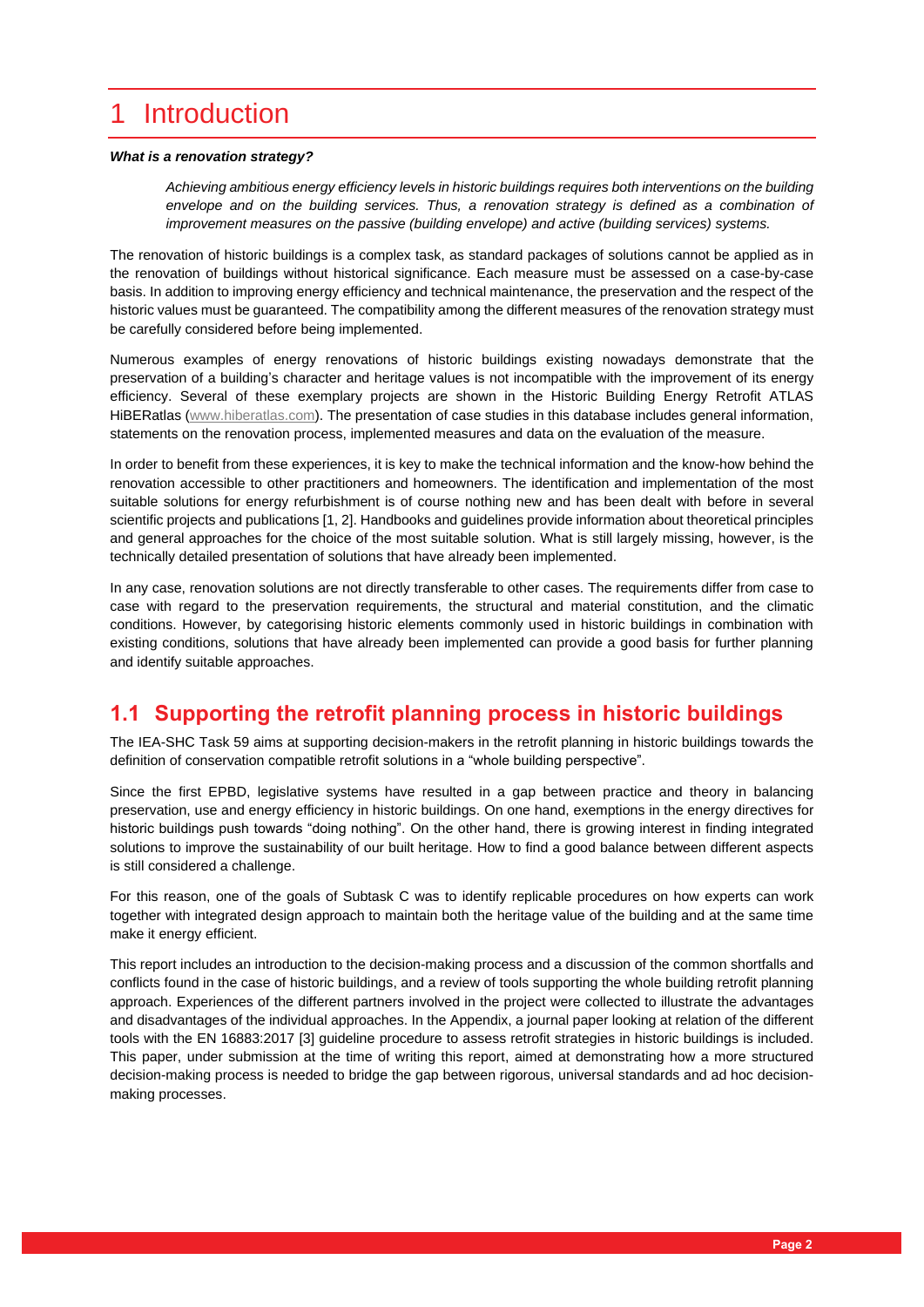# 1 Introduction

***What is a renovation strategy?***

> *Achieving ambitious energy efficiency levels in historic buildings requires both interventions on the building envelope and on the building services. Thus, a renovation strategy is defined as a combination of improvement measures on the passive (building envelope) and active (building services) systems.*

The renovation of historic buildings is a complex task, as standard packages of solutions cannot be applied as in the renovation of buildings without historical significance. Each measure must be assessed on a case-by-case basis. In addition to improving energy efficiency and technical maintenance, the preservation and the respect of the historic values must be guaranteed. The compatibility among the different measures of the renovation strategy must be carefully considered before being implemented.

Numerous examples of energy renovations of historic buildings existing nowadays demonstrate that the preservation of a building's character and heritage values is not incompatible with the improvement of its energy efficiency. Several of these exemplary projects are shown in the Historic Building Energy Retrofit ATLAS HiBERatlas (www.hiberatlas.com). The presentation of case studies in this database includes general information, statements on the renovation process, implemented measures and data on the evaluation of the measure.

In order to benefit from these experiences, it is key to make the technical information and the know-how behind the renovation accessible to other practitioners and homeowners. The identification and implementation of the most suitable solutions for energy refurbishment is of course nothing new and has been dealt with before in several scientific projects and publications [1, 2]. Handbooks and guidelines provide information about theoretical principles and general approaches for the choice of the most suitable solution. What is still largely missing, however, is the technically detailed presentation of solutions that have already been implemented.

In any case, renovation solutions are not directly transferable to other cases. The requirements differ from case to case with regard to the preservation requirements, the structural and material constitution, and the climatic conditions. However, by categorising historic elements commonly used in historic buildings in combination with existing conditions, solutions that have already been implemented can provide a good basis for further planning and identify suitable approaches.

## 1.1 Supporting the retrofit planning process in historic buildings

The IEA-SHC Task 59 aims at supporting decision-makers in the retrofit planning in historic buildings towards the definition of conservation compatible retrofit solutions in a "whole building perspective".

Since the first EPBD, legislative systems have resulted in a gap between practice and theory in balancing preservation, use and energy efficiency in historic buildings. On one hand, exemptions in the energy directives for historic buildings push towards "doing nothing". On the other hand, there is growing interest in finding integrated solutions to improve the sustainability of our built heritage. How to find a good balance between different aspects is still considered a challenge.

For this reason, one of the goals of Subtask C was to identify replicable procedures on how experts can work together with integrated design approach to maintain both the heritage value of the building and at the same time make it energy efficient.

This report includes an introduction to the decision-making process and a discussion of the common shortfalls and conflicts found in the case of historic buildings, and a review of tools supporting the whole building retrofit planning approach. Experiences of the different partners involved in the project were collected to illustrate the advantages and disadvantages of the individual approaches. In the Appendix, a journal paper looking at relation of the different tools with the EN 16883:2017 [3] guideline procedure to assess retrofit strategies in historic buildings is included. This paper, under submission at the time of writing this report, aimed at demonstrating how a more structured decision-making process is needed to bridge the gap between rigorous, universal standards and ad hoc decision-making processes.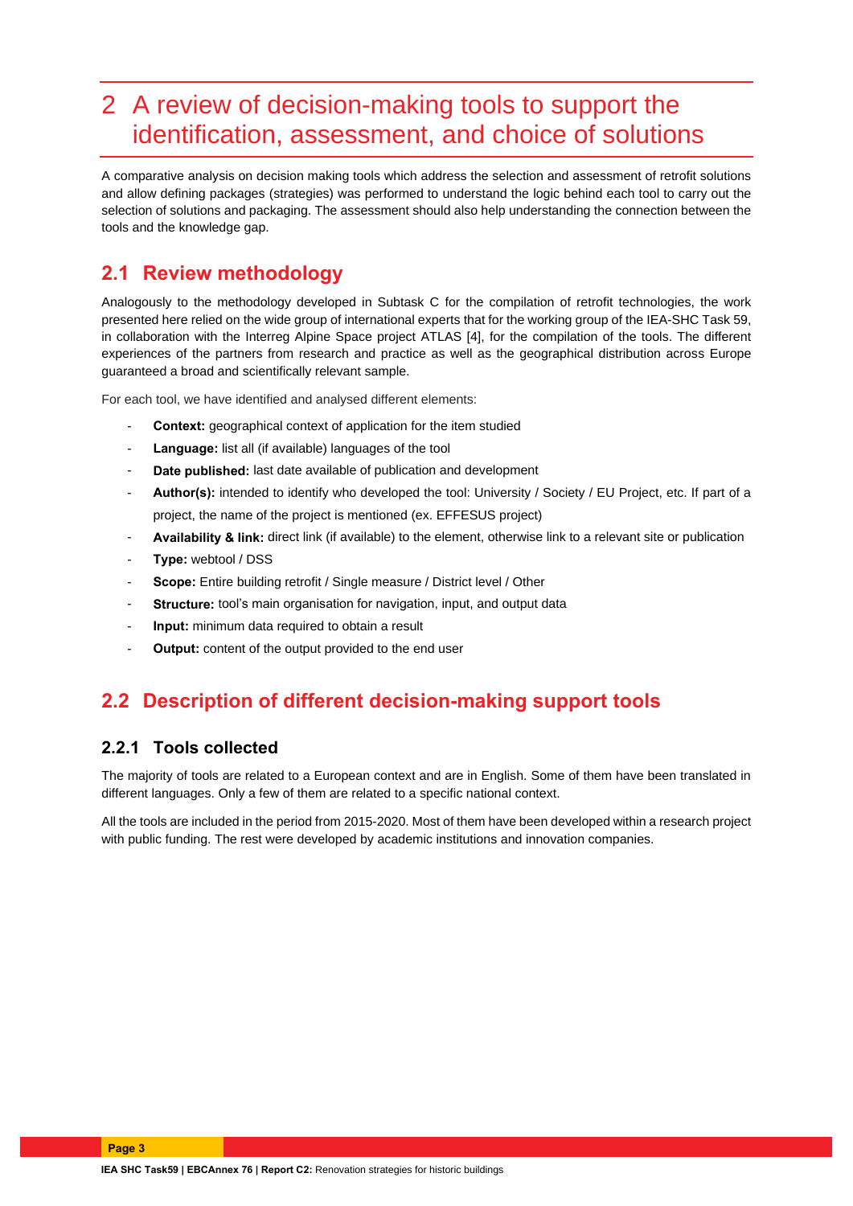# 2 A review of decision-making tools to support the identification, assessment, and choice of solutions

A comparative analysis on decision making tools which address the selection and assessment of retrofit solutions and allow defining packages (strategies) was performed to understand the logic behind each tool to carry out the selection of solutions and packaging. The assessment should also help understanding the connection between the tools and the knowledge gap.

## 2.1 Review methodology

Analogously to the methodology developed in Subtask C for the compilation of retrofit technologies, the work presented here relied on the wide group of international experts that for the working group of the IEA-SHC Task 59, in collaboration with the Interreg Alpine Space project ATLAS [4], for the compilation of the tools. The different experiences of the partners from research and practice as well as the geographical distribution across Europe guaranteed a broad and scientifically relevant sample.

For each tool, we have identified and analysed different elements:

- **Context:** geographical context of application for the item studied
- **Language:** list all (if available) languages of the tool
- **Date published:** last date available of publication and development
- **Author(s):** intended to identify who developed the tool: University / Society / EU Project, etc. If part of a project, the name of the project is mentioned (ex. EFFESUS project)
- **Availability & link:** direct link (if available) to the element, otherwise link to a relevant site or publication
- **Type:** webtool / DSS
- **Scope:** Entire building retrofit / Single measure / District level / Other
- **Structure:** tool's main organisation for navigation, input, and output data
- **Input:** minimum data required to obtain a result
- **Output:** content of the output provided to the end user

## 2.2 Description of different decision-making support tools

### 2.2.1 Tools collected

The majority of tools are related to a European context and are in English. Some of them have been translated in different languages. Only a few of them are related to a specific national context.

All the tools are included in the period from 2015-2020. Most of them have been developed within a research project with public funding. The rest were developed by academic institutions and innovation companies.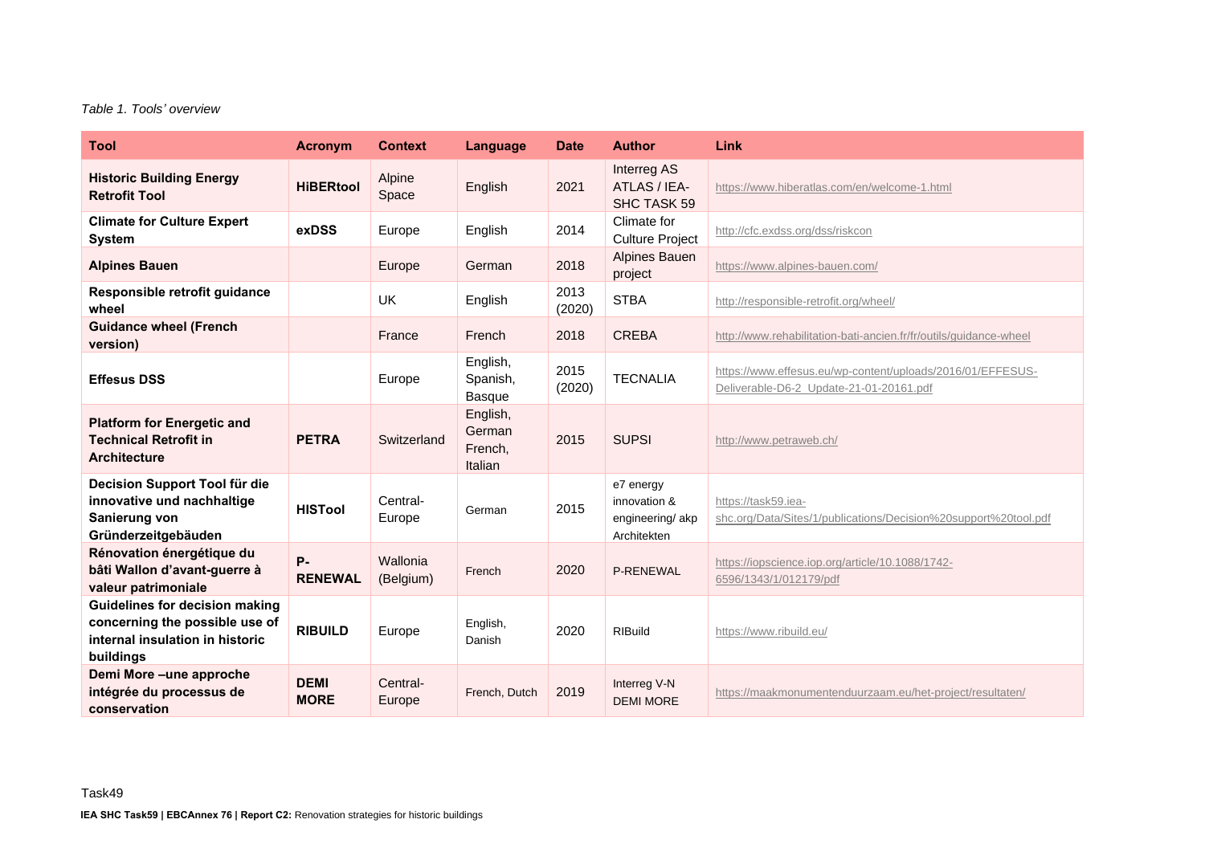*Table 1. Tools' overview*

| Tool | Acronym | Context | Language | Date | Author | Link |
|---|---|---|---|---|---|---|
| **Historic Building Energy Retrofit Tool** | **HiBERtool** | Alpine Space | English | 2021 | Interreg AS ATLAS / IEA-SHC TASK 59 | https://www.hiberatlas.com/en/welcome-1.html |
| **Climate for Culture Expert System** | **exDSS** | Europe | English | 2014 | Climate for Culture Project | http://cfc.exdss.org/dss/riskcon |
| **Alpines Bauen** | | Europe | German | 2018 | Alpines Bauen project | https://www.alpines-bauen.com/ |
| **Responsible retrofit guidance wheel** | | UK | English | 2013 (2020) | STBA | http://responsible-retrofit.org/wheel/ |
| **Guidance wheel (French version)** | | France | French | 2018 | CREBA | http://www.rehabilitation-bati-ancien.fr/fr/outils/guidance-wheel |
| **Effesus DSS** | | Europe | English, Spanish, Basque | 2015 (2020) | TECNALIA | https://www.effesus.eu/wp-content/uploads/2016/01/EFFESUS-Deliverable-D6-2_Update-21-01-20161.pdf |
| **Platform for Energetic and Technical Retrofit in Architecture** | **PETRA** | Switzerland | English, German French, Italian | 2015 | SUPSI | http://www.petraweb.ch/ |
| **Decision Support Tool für die innovative und nachhaltige Sanierung von Gründerzeitgebäuden** | **HISTool** | Central-Europe | German | 2015 | e7 energy innovation & engineering/ akp Architekten | https://task59.iea-shc.org/Data/Sites/1/publications/Decision%20support%20tool.pdf |
| **Rénovation énergétique du bâti Wallon d'avant-guerre à valeur patrimoniale** | **P-RENEWAL** | Wallonia (Belgium) | French | 2020 | P-RENEWAL | https://iopscience.iop.org/article/10.1088/1742-6596/1343/1/012179/pdf |
| **Guidelines for decision making concerning the possible use of internal insulation in historic buildings** | **RIBUILD** | Europe | English, Danish | 2020 | RIBuild | https://www.ribuild.eu/ |
| **Demi More –une approche intégrée du processus de conservation** | **DEMI MORE** | Central-Europe | French, Dutch | 2019 | Interreg V-N DEMI MORE | https://maakmonumentenduurzaam.eu/het-project/resultaten/ |

Task49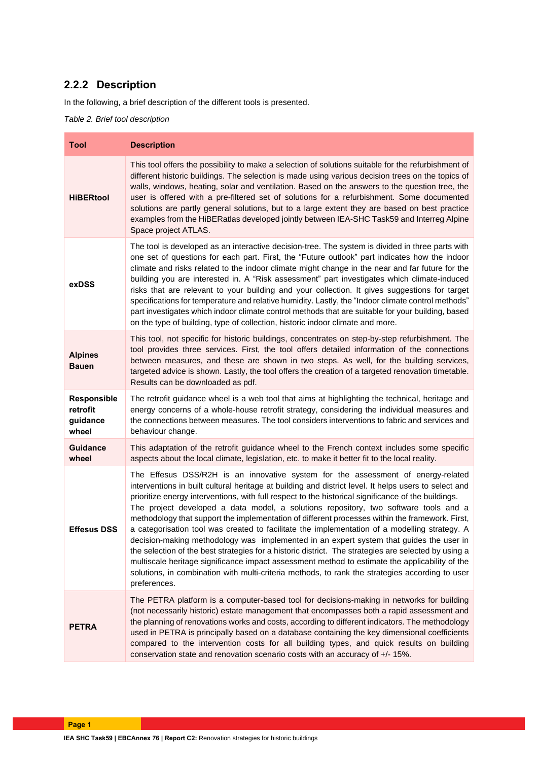### 2.2.2 Description

In the following, a brief description of the different tools is presented.

*Table 2. Brief tool description*

| Tool | Description |
|---|---|
| **HiBERtool** | This tool offers the possibility to make a selection of solutions suitable for the refurbishment of different historic buildings. The selection is made using various decision trees on the topics of walls, windows, heating, solar and ventilation. Based on the answers to the question tree, the user is offered with a pre-filtered set of solutions for a refurbishment. Some documented solutions are partly general solutions, but to a large extent they are based on best practice examples from the HiBERatlas developed jointly between IEA-SHC Task59 and Interreg Alpine Space project ATLAS. |
| **exDSS** | The tool is developed as an interactive decision-tree. The system is divided in three parts with one set of questions for each part. First, the "Future outlook" part indicates how the indoor climate and risks related to the indoor climate might change in the near and far future for the building you are interested in. A "Risk assessment" part investigates which climate-induced risks that are relevant to your building and your collection. It gives suggestions for target specifications for temperature and relative humidity. Lastly, the "Indoor climate control methods" part investigates which indoor climate control methods that are suitable for your building, based on the type of building, type of collection, historic indoor climate and more. |
| **Alpines Bauen** | This tool, not specific for historic buildings, concentrates on step-by-step refurbishment. The tool provides three services. First, the tool offers detailed information of the connections between measures, and these are shown in two steps. As well, for the building services, targeted advice is shown. Lastly, the tool offers the creation of a targeted renovation timetable. Results can be downloaded as pdf. |
| **Responsible retrofit guidance wheel** | The retrofit guidance wheel is a web tool that aims at highlighting the technical, heritage and energy concerns of a whole-house retrofit strategy, considering the individual measures and the connections between measures. The tool considers interventions to fabric and services and behaviour change. |
| **Guidance wheel** | This adaptation of the retrofit guidance wheel to the French context includes some specific aspects about the local climate, legislation, etc. to make it better fit to the local reality. |
| **Effesus DSS** | The Effesus DSS/R2H is an innovative system for the assessment of energy-related interventions in built cultural heritage at building and district level. It helps users to select and prioritize energy interventions, with full respect to the historical significance of the buildings. The project developed a data model, a solutions repository, two software tools and a methodology that support the implementation of different processes within the framework. First, a categorisation tool was created to facilitate the implementation of a modelling strategy. A decision-making methodology was implemented in an expert system that guides the user in the selection of the best strategies for a historic district. The strategies are selected by using a multiscale heritage significance impact assessment method to estimate the applicability of the solutions, in combination with multi-criteria methods, to rank the strategies according to user preferences. |
| **PETRA** | The PETRA platform is a computer-based tool for decisions-making in networks for building (not necessarily historic) estate management that encompasses both a rapid assessment and the planning of renovations works and costs, according to different indicators. The methodology used in PETRA is principally based on a database containing the key dimensional coefficients compared to the intervention costs for all building types, and quick results on building conservation state and renovation scenario costs with an accuracy of +/- 15%. |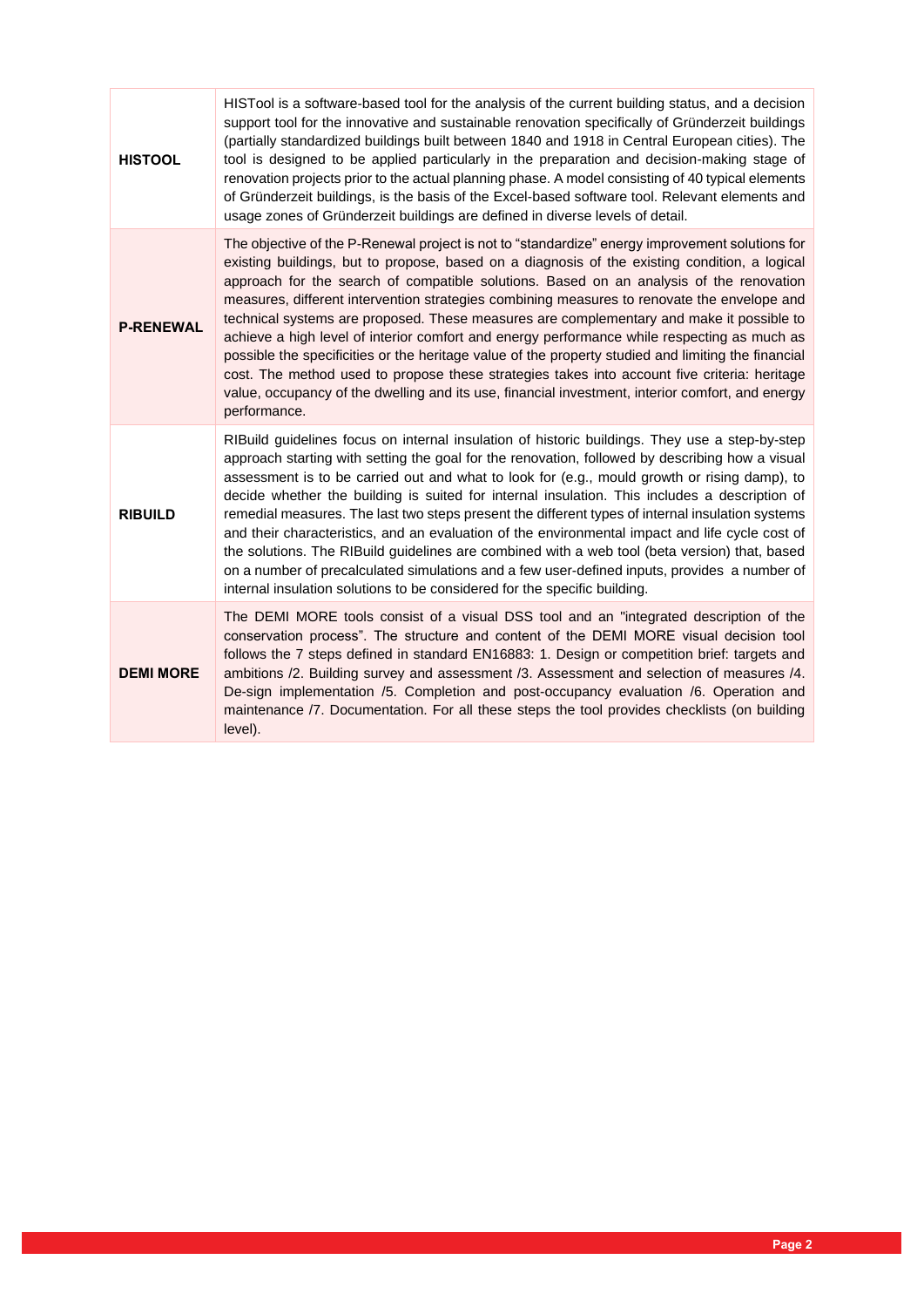| | |
|---|---|
| **HISTOOL** | HISTool is a software-based tool for the analysis of the current building status, and a decision support tool for the innovative and sustainable renovation specifically of Gründerzeit buildings (partially standardized buildings built between 1840 and 1918 in Central European cities). The tool is designed to be applied particularly in the preparation and decision-making stage of renovation projects prior to the actual planning phase. A model consisting of 40 typical elements of Gründerzeit buildings, is the basis of the Excel-based software tool. Relevant elements and usage zones of Gründerzeit buildings are defined in diverse levels of detail. |
| **P-RENEWAL** | The objective of the P-Renewal project is not to "standardize" energy improvement solutions for existing buildings, but to propose, based on a diagnosis of the existing condition, a logical approach for the search of compatible solutions. Based on an analysis of the renovation measures, different intervention strategies combining measures to renovate the envelope and technical systems are proposed. These measures are complementary and make it possible to achieve a high level of interior comfort and energy performance while respecting as much as possible the specificities or the heritage value of the property studied and limiting the financial cost. The method used to propose these strategies takes into account five criteria: heritage value, occupancy of the dwelling and its use, financial investment, interior comfort, and energy performance. |
| **RIBUILD** | RIBuild guidelines focus on internal insulation of historic buildings. They use a step-by-step approach starting with setting the goal for the renovation, followed by describing how a visual assessment is to be carried out and what to look for (e.g., mould growth or rising damp), to decide whether the building is suited for internal insulation. This includes a description of remedial measures. The last two steps present the different types of internal insulation systems and their characteristics, and an evaluation of the environmental impact and life cycle cost of the solutions. The RIBuild guidelines are combined with a web tool (beta version) that, based on a number of precalculated simulations and a few user-defined inputs, provides a number of internal insulation solutions to be considered for the specific building. |
| **DEMI MORE** | The DEMI MORE tools consist of a visual DSS tool and an "integrated description of the conservation process". The structure and content of the DEMI MORE visual decision tool follows the 7 steps defined in standard EN16883: 1. Design or competition brief: targets and ambitions /2. Building survey and assessment /3. Assessment and selection of measures /4. De-sign implementation /5. Completion and post-occupancy evaluation /6. Operation and maintenance /7. Documentation. For all these steps the tool provides checklists (on building level). |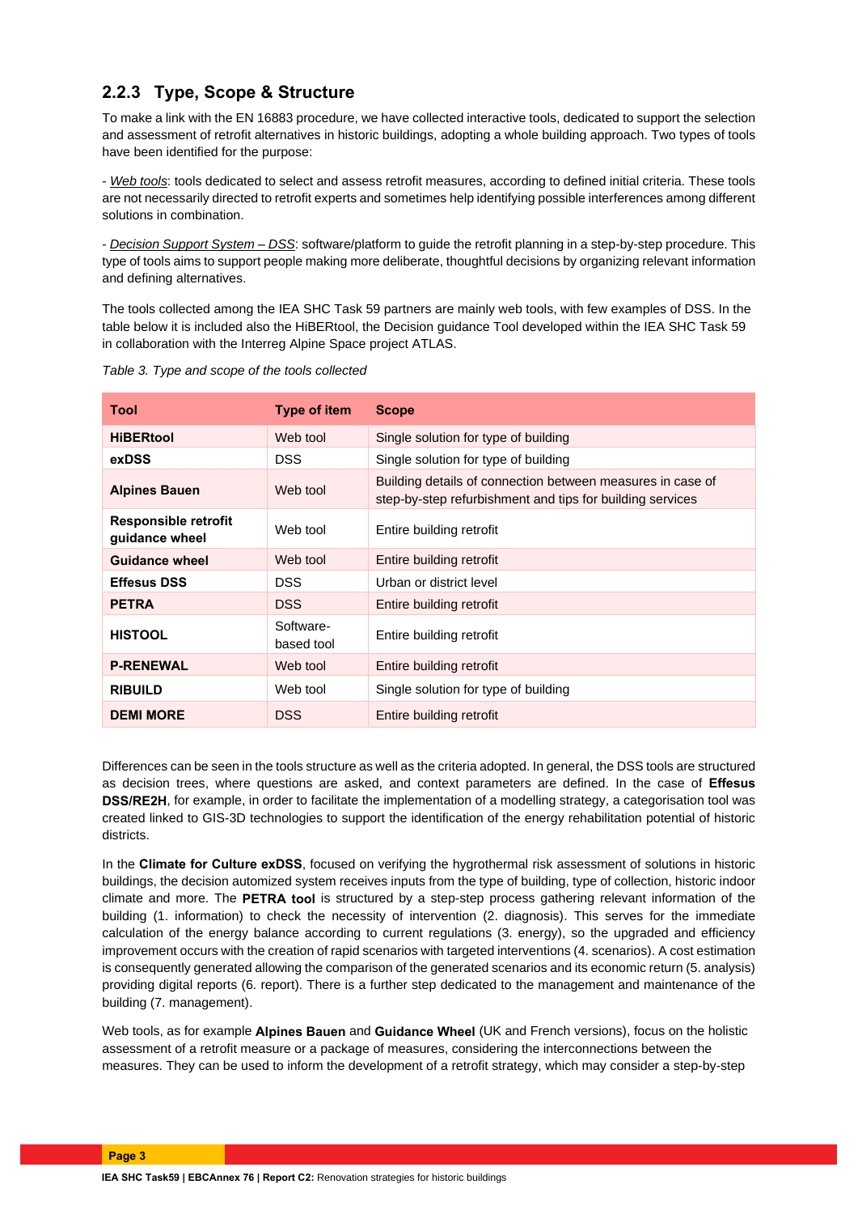### 2.2.3 Type, Scope & Structure

To make a link with the EN 16883 procedure, we have collected interactive tools, dedicated to support the selection and assessment of retrofit alternatives in historic buildings, adopting a whole building approach. Two types of tools have been identified for the purpose:

- *Web tools*: tools dedicated to select and assess retrofit measures, according to defined initial criteria. These tools are not necessarily directed to retrofit experts and sometimes help identifying possible interferences among different solutions in combination.

- *Decision Support System – DSS*: software/platform to guide the retrofit planning in a step-by-step procedure. This type of tools aims to support people making more deliberate, thoughtful decisions by organizing relevant information and defining alternatives.

The tools collected among the IEA SHC Task 59 partners are mainly web tools, with few examples of DSS. In the table below it is included also the HiBERtool, the Decision guidance Tool developed within the IEA SHC Task 59 in collaboration with the Interreg Alpine Space project ATLAS.

*Table 3. Type and scope of the tools collected*

| Tool | Type of item | Scope |
|---|---|---|
| **HiBERtool** | Web tool | Single solution for type of building |
| **exDSS** | DSS | Single solution for type of building |
| **Alpines Bauen** | Web tool | Building details of connection between measures in case of step-by-step refurbishment and tips for building services |
| **Responsible retrofit guidance wheel** | Web tool | Entire building retrofit |
| **Guidance wheel** | Web tool | Entire building retrofit |
| **Effesus DSS** | DSS | Urban or district level |
| **PETRA** | DSS | Entire building retrofit |
| **HISTOOL** | Software-based tool | Entire building retrofit |
| **P-RENEWAL** | Web tool | Entire building retrofit |
| **RIBUILD** | Web tool | Single solution for type of building |
| **DEMI MORE** | DSS | Entire building retrofit |

Differences can be seen in the tools structure as well as the criteria adopted. In general, the DSS tools are structured as decision trees, where questions are asked, and context parameters are defined. In the case of **Effesus DSS/RE2H**, for example, in order to facilitate the implementation of a modelling strategy, a categorisation tool was created linked to GIS-3D technologies to support the identification of the energy rehabilitation potential of historic districts.

In the **Climate for Culture exDSS**, focused on verifying the hygrothermal risk assessment of solutions in historic buildings, the decision automized system receives inputs from the type of building, type of collection, historic indoor climate and more. The **PETRA tool** is structured by a step-step process gathering relevant information of the building (1. information) to check the necessity of intervention (2. diagnosis). This serves for the immediate calculation of the energy balance according to current regulations (3. energy), so the upgraded and efficiency improvement occurs with the creation of rapid scenarios with targeted interventions (4. scenarios). A cost estimation is consequently generated allowing the comparison of the generated scenarios and its economic return (5. analysis) providing digital reports (6. report). There is a further step dedicated to the management and maintenance of the building (7. management).

Web tools, as for example **Alpines Bauen** and **Guidance Wheel** (UK and French versions), focus on the holistic assessment of a retrofit measure or a package of measures, considering the interconnections between the measures. They can be used to inform the development of a retrofit strategy, which may consider a step-by-step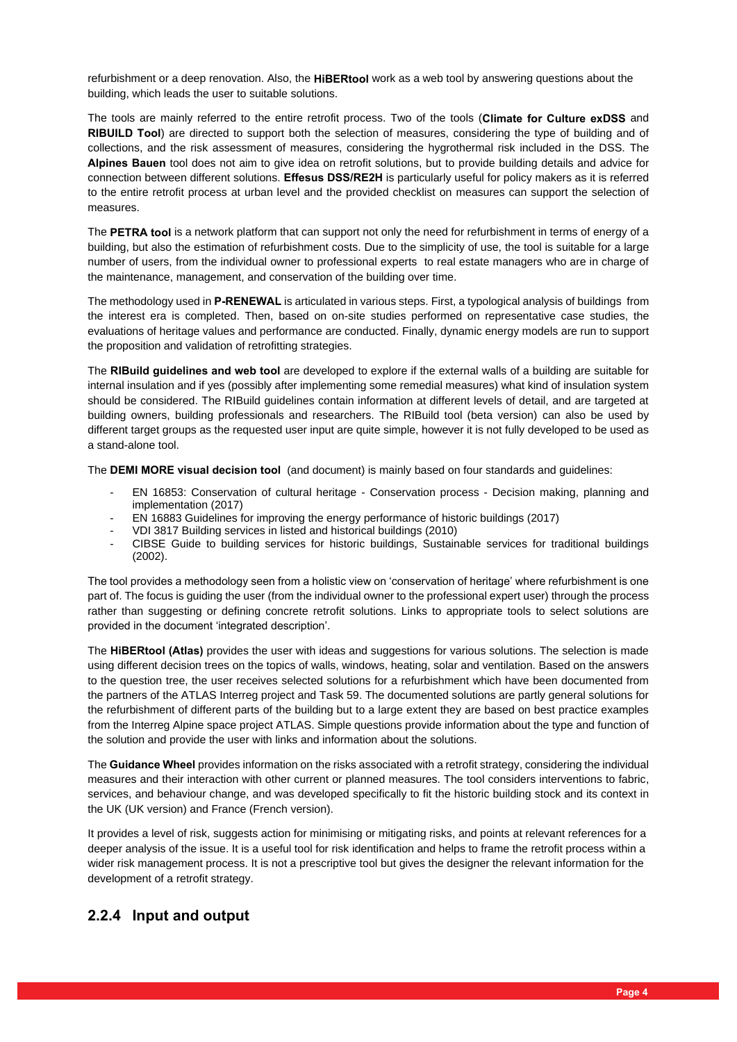refurbishment or a deep renovation. Also, the **HiBERtool** work as a web tool by answering questions about the building, which leads the user to suitable solutions.

The tools are mainly referred to the entire retrofit process. Two of the tools (**Climate for Culture exDSS** and **RIBUILD Tool**) are directed to support both the selection of measures, considering the type of building and of collections, and the risk assessment of measures, considering the hygrothermal risk included in the DSS. The **Alpines Bauen** tool does not aim to give idea on retrofit solutions, but to provide building details and advice for connection between different solutions. **Effesus DSS/RE2H** is particularly useful for policy makers as it is referred to the entire retrofit process at urban level and the provided checklist on measures can support the selection of measures.

The **PETRA tool** is a network platform that can support not only the need for refurbishment in terms of energy of a building, but also the estimation of refurbishment costs. Due to the simplicity of use, the tool is suitable for a large number of users, from the individual owner to professional experts to real estate managers who are in charge of the maintenance, management, and conservation of the building over time.

The methodology used in **P-RENEWAL** is articulated in various steps. First, a typological analysis of buildings from the interest era is completed. Then, based on on-site studies performed on representative case studies, the evaluations of heritage values and performance are conducted. Finally, dynamic energy models are run to support the proposition and validation of retrofitting strategies.

The **RIBuild guidelines and web tool** are developed to explore if the external walls of a building are suitable for internal insulation and if yes (possibly after implementing some remedial measures) what kind of insulation system should be considered. The RIBuild guidelines contain information at different levels of detail, and are targeted at building owners, building professionals and researchers. The RIBuild tool (beta version) can also be used by different target groups as the requested user input are quite simple, however it is not fully developed to be used as a stand-alone tool.

The **DEMI MORE visual decision tool** (and document) is mainly based on four standards and guidelines:

- EN 16853: Conservation of cultural heritage - Conservation process - Decision making, planning and implementation (2017)
- EN 16883 Guidelines for improving the energy performance of historic buildings (2017)
- VDI 3817 Building services in listed and historical buildings (2010)
- CIBSE Guide to building services for historic buildings, Sustainable services for traditional buildings (2002).

The tool provides a methodology seen from a holistic view on 'conservation of heritage' where refurbishment is one part of. The focus is guiding the user (from the individual owner to the professional expert user) through the process rather than suggesting or defining concrete retrofit solutions. Links to appropriate tools to select solutions are provided in the document 'integrated description'.

The **HiBERtool (Atlas)** provides the user with ideas and suggestions for various solutions. The selection is made using different decision trees on the topics of walls, windows, heating, solar and ventilation. Based on the answers to the question tree, the user receives selected solutions for a refurbishment which have been documented from the partners of the ATLAS Interreg project and Task 59. The documented solutions are partly general solutions for the refurbishment of different parts of the building but to a large extent they are based on best practice examples from the Interreg Alpine space project ATLAS. Simple questions provide information about the type and function of the solution and provide the user with links and information about the solutions.

The **Guidance Wheel** provides information on the risks associated with a retrofit strategy, considering the individual measures and their interaction with other current or planned measures. The tool considers interventions to fabric, services, and behaviour change, and was developed specifically to fit the historic building stock and its context in the UK (UK version) and France (French version).

It provides a level of risk, suggests action for minimising or mitigating risks, and points at relevant references for a deeper analysis of the issue. It is a useful tool for risk identification and helps to frame the retrofit process within a wider risk management process. It is not a prescriptive tool but gives the designer the relevant information for the development of a retrofit strategy.

### 2.2.4 Input and output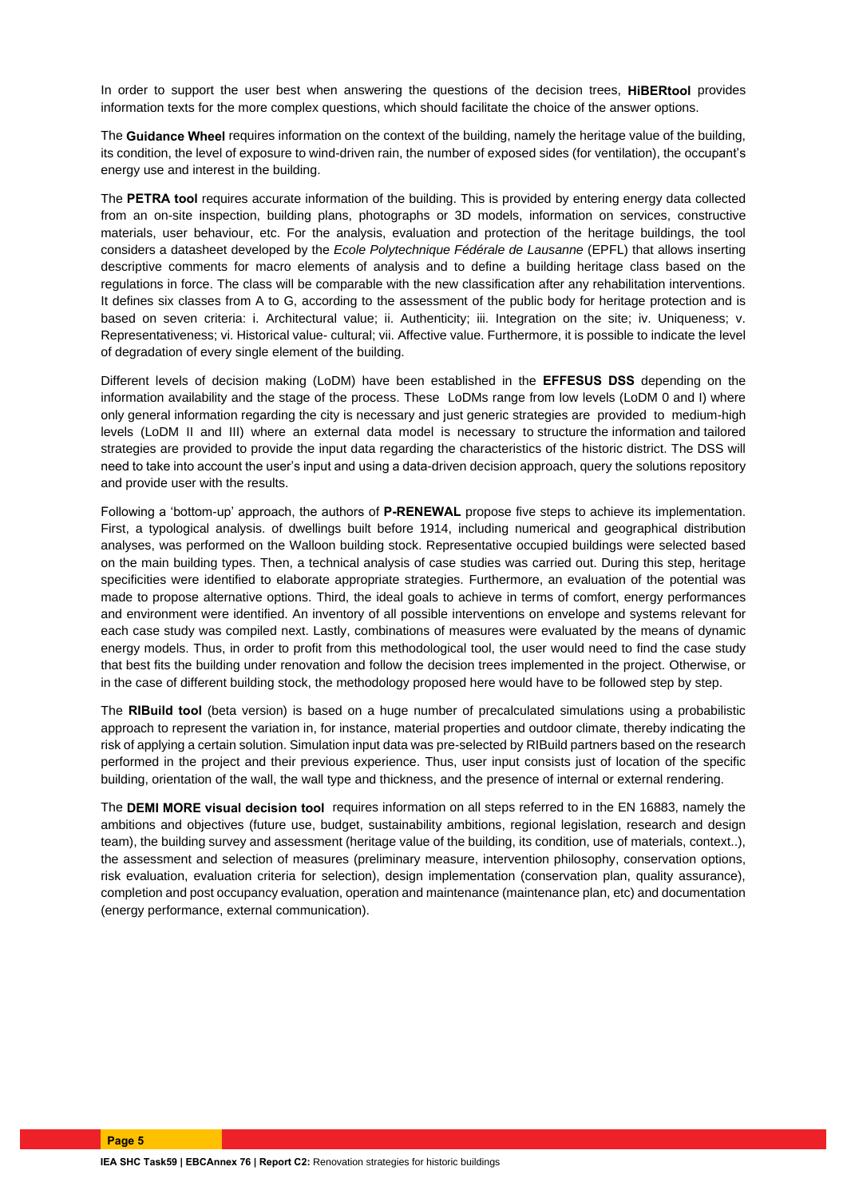In order to support the user best when answering the questions of the decision trees, **HiBERtool** provides information texts for the more complex questions, which should facilitate the choice of the answer options.

The **Guidance Wheel** requires information on the context of the building, namely the heritage value of the building, its condition, the level of exposure to wind-driven rain, the number of exposed sides (for ventilation), the occupant's energy use and interest in the building.

The **PETRA tool** requires accurate information of the building. This is provided by entering energy data collected from an on-site inspection, building plans, photographs or 3D models, information on services, constructive materials, user behaviour, etc. For the analysis, evaluation and protection of the heritage buildings, the tool considers a datasheet developed by the *Ecole Polytechnique Fédérale de Lausanne* (EPFL) that allows inserting descriptive comments for macro elements of analysis and to define a building heritage class based on the regulations in force. The class will be comparable with the new classification after any rehabilitation interventions. It defines six classes from A to G, according to the assessment of the public body for heritage protection and is based on seven criteria: i. Architectural value; ii. Authenticity; iii. Integration on the site; iv. Uniqueness; v. Representativeness; vi. Historical value- cultural; vii. Affective value. Furthermore, it is possible to indicate the level of degradation of every single element of the building.

Different levels of decision making (LoDM) have been established in the **EFFESUS DSS** depending on the information availability and the stage of the process. These LoDMs range from low levels (LoDM 0 and I) where only general information regarding the city is necessary and just generic strategies are provided to medium-high levels (LoDM II and III) where an external data model is necessary to structure the information and tailored strategies are provided to provide the input data regarding the characteristics of the historic district. The DSS will need to take into account the user's input and using a data-driven decision approach, query the solutions repository and provide user with the results.

Following a 'bottom-up' approach, the authors of **P-RENEWAL** propose five steps to achieve its implementation. First, a typological analysis. of dwellings built before 1914, including numerical and geographical distribution analyses, was performed on the Walloon building stock. Representative occupied buildings were selected based on the main building types. Then, a technical analysis of case studies was carried out. During this step, heritage specificities were identified to elaborate appropriate strategies. Furthermore, an evaluation of the potential was made to propose alternative options. Third, the ideal goals to achieve in terms of comfort, energy performances and environment were identified. An inventory of all possible interventions on envelope and systems relevant for each case study was compiled next. Lastly, combinations of measures were evaluated by the means of dynamic energy models. Thus, in order to profit from this methodological tool, the user would need to find the case study that best fits the building under renovation and follow the decision trees implemented in the project. Otherwise, or in the case of different building stock, the methodology proposed here would have to be followed step by step.

The **RIBuild tool** (beta version) is based on a huge number of precalculated simulations using a probabilistic approach to represent the variation in, for instance, material properties and outdoor climate, thereby indicating the risk of applying a certain solution. Simulation input data was pre-selected by RIBuild partners based on the research performed in the project and their previous experience. Thus, user input consists just of location of the specific building, orientation of the wall, the wall type and thickness, and the presence of internal or external rendering.

The **DEMI MORE visual decision tool** requires information on all steps referred to in the EN 16883, namely the ambitions and objectives (future use, budget, sustainability ambitions, regional legislation, research and design team), the building survey and assessment (heritage value of the building, its condition, use of materials, context..), the assessment and selection of measures (preliminary measure, intervention philosophy, conservation options, risk evaluation, evaluation criteria for selection), design implementation (conservation plan, quality assurance), completion and post occupancy evaluation, operation and maintenance (maintenance plan, etc) and documentation (energy performance, external communication).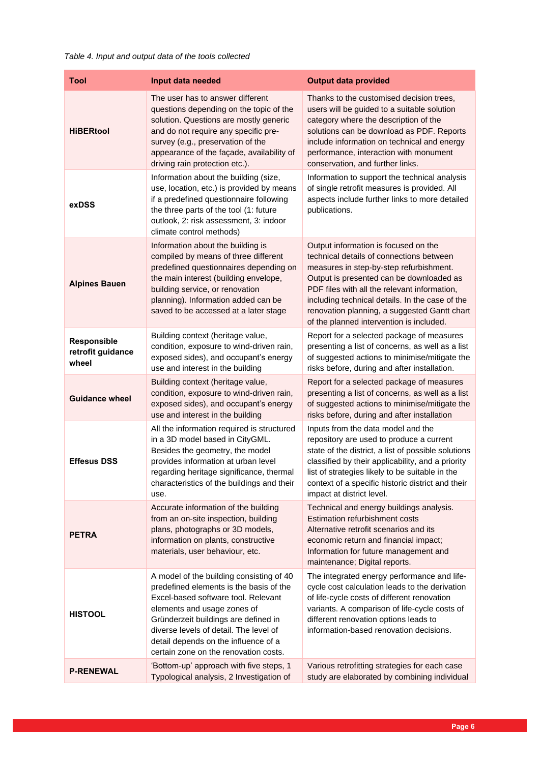*Table 4. Input and output data of the tools collected*

| Tool | Input data needed | Output data provided |
|---|---|---|
| **HiBERtool** | The user has to answer different questions depending on the topic of the solution. Questions are mostly generic and do not require any specific pre-survey (e.g., preservation of the appearance of the façade, availability of driving rain protection etc.). | Thanks to the customised decision trees, users will be guided to a suitable solution category where the description of the solutions can be download as PDF. Reports include information on technical and energy performance, interaction with monument conservation, and further links. |
| **exDSS** | Information about the building (size, use, location, etc.) is provided by means if a predefined questionnaire following the three parts of the tool (1: future outlook, 2: risk assessment, 3: indoor climate control methods) | Information to support the technical analysis of single retrofit measures is provided. All aspects include further links to more detailed publications. |
| **Alpines Bauen** | Information about the building is compiled by means of three different predefined questionnaires depending on the main interest (building envelope, building service, or renovation planning). Information added can be saved to be accessed at a later stage | Output information is focused on the technical details of connections between measures in step-by-step refurbishment. Output is presented can be downloaded as PDF files with all the relevant information, including technical details. In the case of the renovation planning, a suggested Gantt chart of the planned intervention is included. |
| **Responsible retrofit guidance wheel** | Building context (heritage value, condition, exposure to wind-driven rain, exposed sides), and occupant's energy use and interest in the building | Report for a selected package of measures presenting a list of concerns, as well as a list of suggested actions to minimise/mitigate the risks before, during and after installation. |
| **Guidance wheel** | Building context (heritage value, condition, exposure to wind-driven rain, exposed sides), and occupant's energy use and interest in the building | Report for a selected package of measures presenting a list of concerns, as well as a list of suggested actions to minimise/mitigate the risks before, during and after installation |
| **Effesus DSS** | All the information required is structured in a 3D model based in CityGML. Besides the geometry, the model provides information at urban level regarding heritage significance, thermal characteristics of the buildings and their use. | Inputs from the data model and the repository are used to produce a current state of the district, a list of possible solutions classified by their applicability, and a priority list of strategies likely to be suitable in the context of a specific historic district and their impact at district level. |
| **PETRA** | Accurate information of the building from an on-site inspection, building plans, photographs or 3D models, information on plants, constructive materials, user behaviour, etc. | Technical and energy buildings analysis. Estimation refurbishment costs Alternative retrofit scenarios and its economic return and financial impact; Information for future management and maintenance; Digital reports. |
| **HISTOOL** | A model of the building consisting of 40 predefined elements is the basis of the Excel-based software tool. Relevant elements and usage zones of Gründerzeit buildings are defined in diverse levels of detail. The level of detail depends on the influence of a certain zone on the renovation costs. | The integrated energy performance and life-cycle cost calculation leads to the derivation of life-cycle costs of different renovation variants. A comparison of life-cycle costs of different renovation options leads to information-based renovation decisions. |
| **P-RENEWAL** | 'Bottom-up' approach with five steps, 1 Typological analysis, 2 Investigation of | Various retrofitting strategies for each case study are elaborated by combining individual |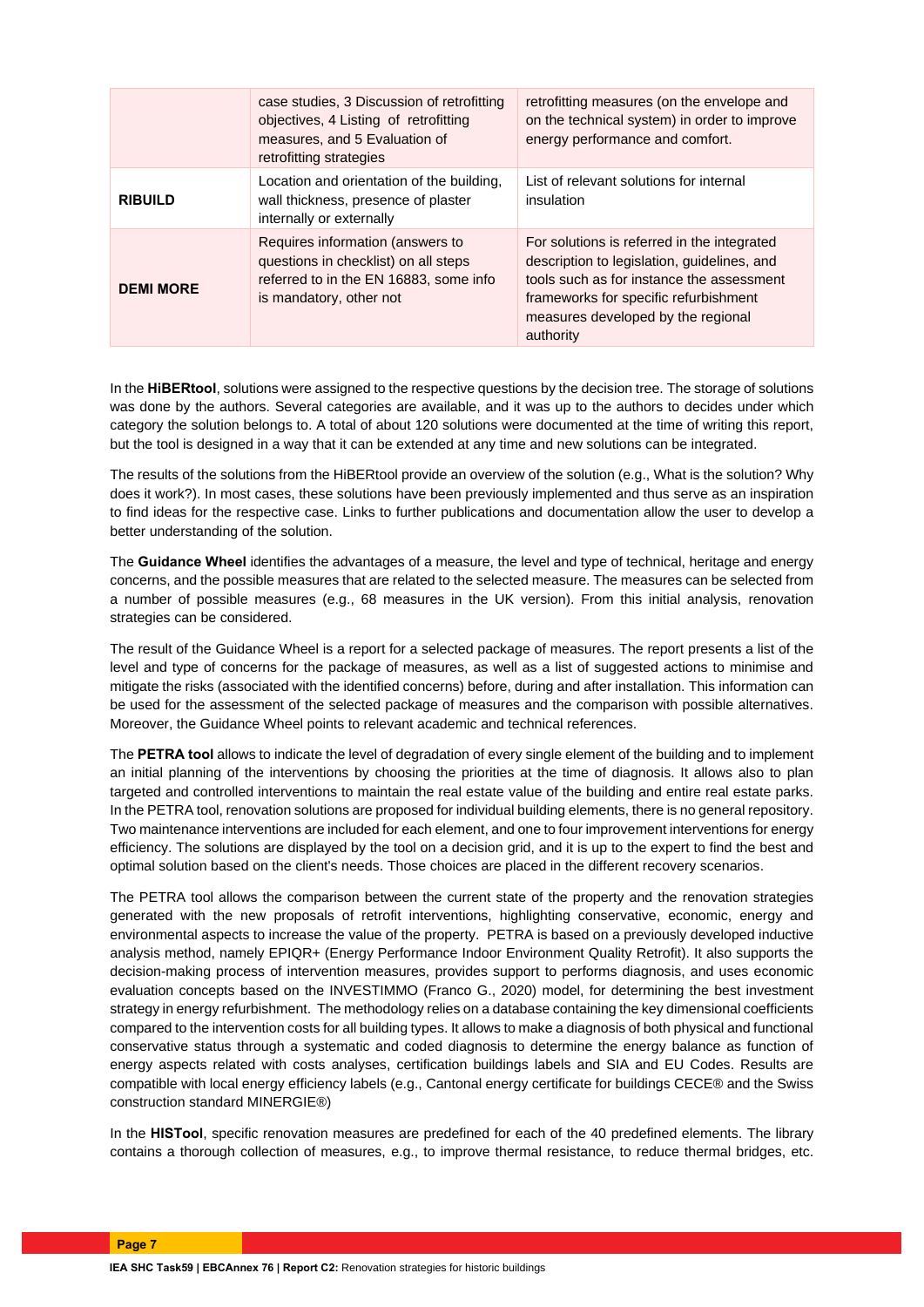| | | |
|---|---|---|
| | case studies, 3 Discussion of retrofitting objectives, 4 Listing of retrofitting measures, and 5 Evaluation of retrofitting strategies | retrofitting measures (on the envelope and on the technical system) in order to improve energy performance and comfort. |
| **RIBUILD** | Location and orientation of the building, wall thickness, presence of plaster internally or externally | List of relevant solutions for internal insulation |
| **DEMI MORE** | Requires information (answers to questions in checklist) on all steps referred to in the EN 16883, some info is mandatory, other not | For solutions is referred in the integrated description to legislation, guidelines, and tools such as for instance the assessment frameworks for specific refurbishment measures developed by the regional authority |

In the **HiBERtool**, solutions were assigned to the respective questions by the decision tree. The storage of solutions was done by the authors. Several categories are available, and it was up to the authors to decides under which category the solution belongs to. A total of about 120 solutions were documented at the time of writing this report, but the tool is designed in a way that it can be extended at any time and new solutions can be integrated.

The results of the solutions from the HiBERtool provide an overview of the solution (e.g., What is the solution? Why does it work?). In most cases, these solutions have been previously implemented and thus serve as an inspiration to find ideas for the respective case. Links to further publications and documentation allow the user to develop a better understanding of the solution.

The **Guidance Wheel** identifies the advantages of a measure, the level and type of technical, heritage and energy concerns, and the possible measures that are related to the selected measure. The measures can be selected from a number of possible measures (e.g., 68 measures in the UK version). From this initial analysis, renovation strategies can be considered.

The result of the Guidance Wheel is a report for a selected package of measures. The report presents a list of the level and type of concerns for the package of measures, as well as a list of suggested actions to minimise and mitigate the risks (associated with the identified concerns) before, during and after installation. This information can be used for the assessment of the selected package of measures and the comparison with possible alternatives. Moreover, the Guidance Wheel points to relevant academic and technical references.

The **PETRA tool** allows to indicate the level of degradation of every single element of the building and to implement an initial planning of the interventions by choosing the priorities at the time of diagnosis. It allows also to plan targeted and controlled interventions to maintain the real estate value of the building and entire real estate parks. In the PETRA tool, renovation solutions are proposed for individual building elements, there is no general repository. Two maintenance interventions are included for each element, and one to four improvement interventions for energy efficiency. The solutions are displayed by the tool on a decision grid, and it is up to the expert to find the best and optimal solution based on the client's needs. Those choices are placed in the different recovery scenarios.

The PETRA tool allows the comparison between the current state of the property and the renovation strategies generated with the new proposals of retrofit interventions, highlighting conservative, economic, energy and environmental aspects to increase the value of the property. PETRA is based on a previously developed inductive analysis method, namely EPIQR+ (Energy Performance Indoor Environment Quality Retrofit). It also supports the decision-making process of intervention measures, provides support to performs diagnosis, and uses economic evaluation concepts based on the INVESTIMMO (Franco G., 2020) model, for determining the best investment strategy in energy refurbishment. The methodology relies on a database containing the key dimensional coefficients compared to the intervention costs for all building types. It allows to make a diagnosis of both physical and functional conservative status through a systematic and coded diagnosis to determine the energy balance as function of energy aspects related with costs analyses, certification buildings labels and SIA and EU Codes. Results are compatible with local energy efficiency labels (e.g., Cantonal energy certificate for buildings CECE® and the Swiss construction standard MINERGIE®)

In the **HISTool**, specific renovation measures are predefined for each of the 40 predefined elements. The library contains a thorough collection of measures, e.g., to improve thermal resistance, to reduce thermal bridges, etc.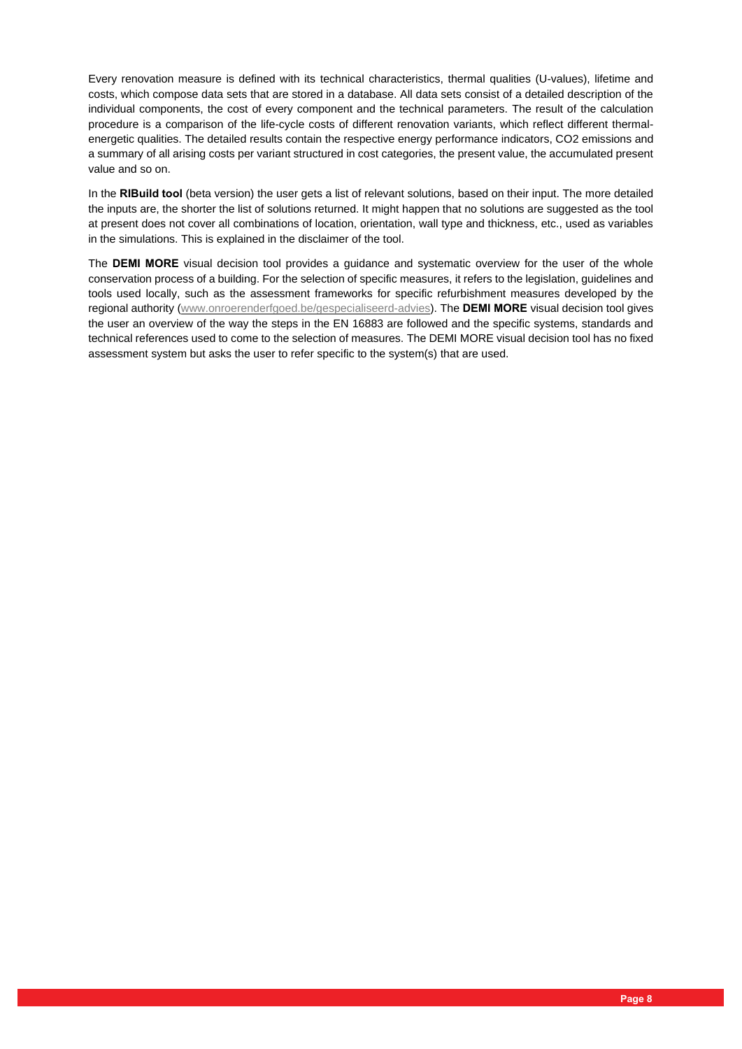Every renovation measure is defined with its technical characteristics, thermal qualities (U-values), lifetime and costs, which compose data sets that are stored in a database. All data sets consist of a detailed description of the individual components, the cost of every component and the technical parameters. The result of the calculation procedure is a comparison of the life-cycle costs of different renovation variants, which reflect different thermal-energetic qualities. The detailed results contain the respective energy performance indicators, $CO_2$ emissions and a summary of all arising costs per variant structured in cost categories, the present value, the accumulated present value and so on.

In the **RIBuild tool** (beta version) the user gets a list of relevant solutions, based on their input. The more detailed the inputs are, the shorter the list of solutions returned. It might happen that no solutions are suggested as the tool at present does not cover all combinations of location, orientation, wall type and thickness, etc., used as variables in the simulations. This is explained in the disclaimer of the tool.

The **DEMI MORE** visual decision tool provides a guidance and systematic overview for the user of the whole conservation process of a building. For the selection of specific measures, it refers to the legislation, guidelines and tools used locally, such as the assessment frameworks for specific refurbishment measures developed by the regional authority (www.onroerenderfgoed.be/gespecialiseerd-advies). The **DEMI MORE** visual decision tool gives the user an overview of the way the steps in the EN 16883 are followed and the specific systems, standards and technical references used to come to the selection of measures. The DEMI MORE visual decision tool has no fixed assessment system but asks the user to refer specific to the system(s) that are used.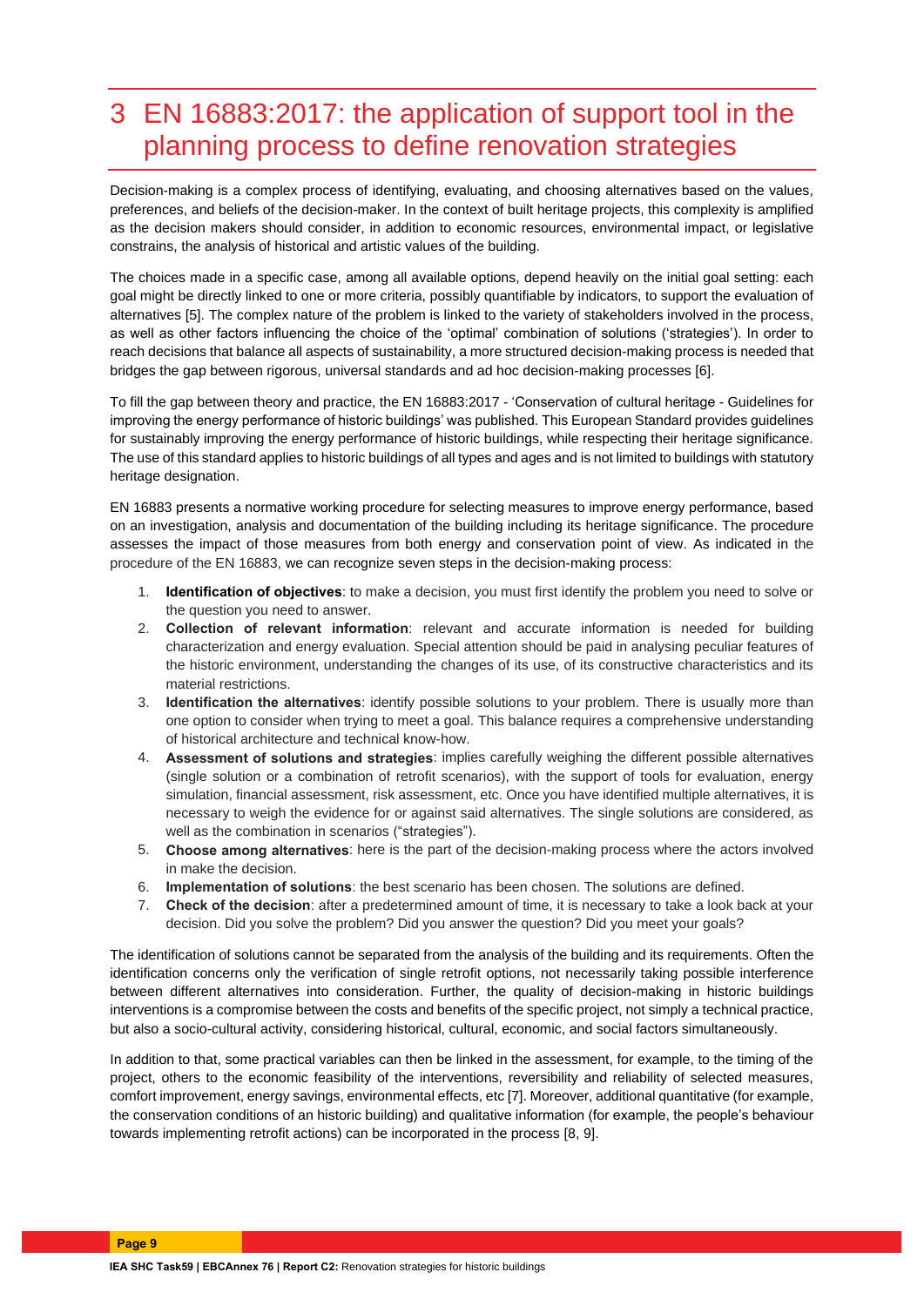# 3 EN 16883:2017: the application of support tool in the planning process to define renovation strategies

Decision-making is a complex process of identifying, evaluating, and choosing alternatives based on the values, preferences, and beliefs of the decision-maker. In the context of built heritage projects, this complexity is amplified as the decision makers should consider, in addition to economic resources, environmental impact, or legislative constrains, the analysis of historical and artistic values of the building.

The choices made in a specific case, among all available options, depend heavily on the initial goal setting: each goal might be directly linked to one or more criteria, possibly quantifiable by indicators, to support the evaluation of alternatives [5]. The complex nature of the problem is linked to the variety of stakeholders involved in the process, as well as other factors influencing the choice of the 'optimal' combination of solutions ('strategies'). In order to reach decisions that balance all aspects of sustainability, a more structured decision-making process is needed that bridges the gap between rigorous, universal standards and ad hoc decision-making processes [6].

To fill the gap between theory and practice, the EN 16883:2017 - 'Conservation of cultural heritage - Guidelines for improving the energy performance of historic buildings' was published. This European Standard provides guidelines for sustainably improving the energy performance of historic buildings, while respecting their heritage significance. The use of this standard applies to historic buildings of all types and ages and is not limited to buildings with statutory heritage designation.

EN 16883 presents a normative working procedure for selecting measures to improve energy performance, based on an investigation, analysis and documentation of the building including its heritage significance. The procedure assesses the impact of those measures from both energy and conservation point of view. As indicated in the procedure of the EN 16883, we can recognize seven steps in the decision-making process:

1. **Identification of objectives**: to make a decision, you must first identify the problem you need to solve or the question you need to answer.
2. **Collection of relevant information**: relevant and accurate information is needed for building characterization and energy evaluation. Special attention should be paid in analysing peculiar features of the historic environment, understanding the changes of its use, of its constructive characteristics and its material restrictions.
3. **Identification the alternatives**: identify possible solutions to your problem. There is usually more than one option to consider when trying to meet a goal. This balance requires a comprehensive understanding of historical architecture and technical know-how.
4. **Assessment of solutions and strategies**: implies carefully weighing the different possible alternatives (single solution or a combination of retrofit scenarios), with the support of tools for evaluation, energy simulation, financial assessment, risk assessment, etc. Once you have identified multiple alternatives, it is necessary to weigh the evidence for or against said alternatives. The single solutions are considered, as well as the combination in scenarios ("strategies").
5. **Choose among alternatives**: here is the part of the decision-making process where the actors involved in make the decision.
6. **Implementation of solutions**: the best scenario has been chosen. The solutions are defined.
7. **Check of the decision**: after a predetermined amount of time, it is necessary to take a look back at your decision. Did you solve the problem? Did you answer the question? Did you meet your goals?

The identification of solutions cannot be separated from the analysis of the building and its requirements. Often the identification concerns only the verification of single retrofit options, not necessarily taking possible interference between different alternatives into consideration. Further, the quality of decision-making in historic buildings interventions is a compromise between the costs and benefits of the specific project, not simply a technical practice, but also a socio-cultural activity, considering historical, cultural, economic, and social factors simultaneously.

In addition to that, some practical variables can then be linked in the assessment, for example, to the timing of the project, others to the economic feasibility of the interventions, reversibility and reliability of selected measures, comfort improvement, energy savings, environmental effects, etc [7]. Moreover, additional quantitative (for example, the conservation conditions of an historic building) and qualitative information (for example, the people's behaviour towards implementing retrofit actions) can be incorporated in the process [8, 9].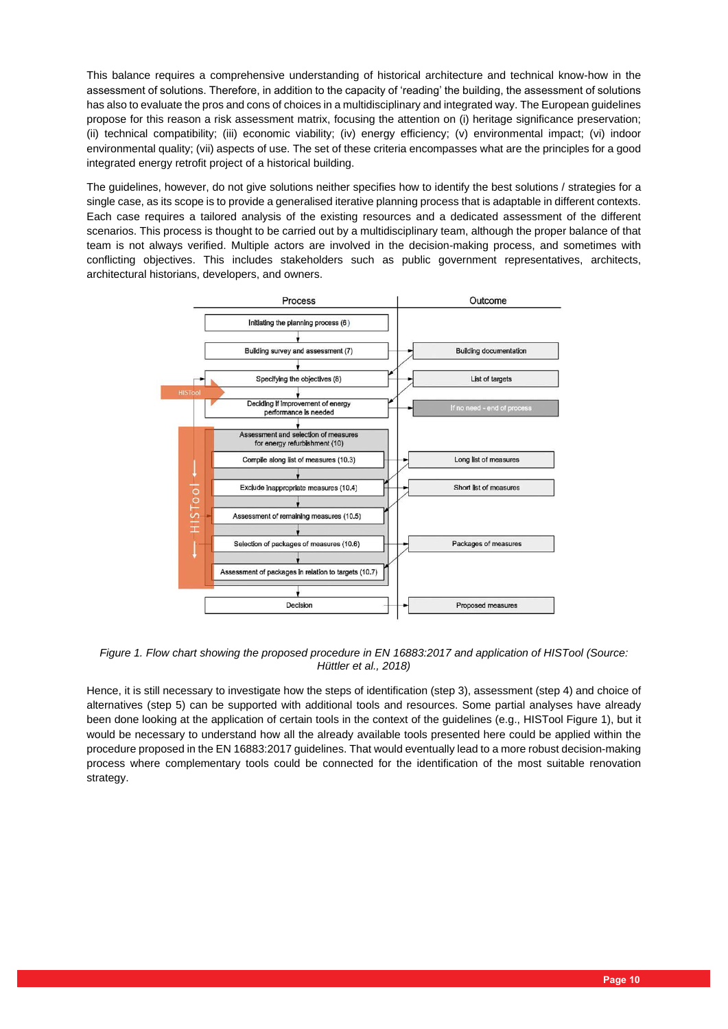This balance requires a comprehensive understanding of historical architecture and technical know-how in the assessment of solutions. Therefore, in addition to the capacity of 'reading' the building, the assessment of solutions has also to evaluate the pros and cons of choices in a multidisciplinary and integrated way. The European guidelines propose for this reason a risk assessment matrix, focusing the attention on (i) heritage significance preservation; (ii) technical compatibility; (iii) economic viability; (iv) energy efficiency; (v) environmental impact; (vi) indoor environmental quality; (vii) aspects of use. The set of these criteria encompasses what are the principles for a good integrated energy retrofit project of a historical building.

The guidelines, however, do not give solutions neither specifies how to identify the best solutions / strategies for a single case, as its scope is to provide a generalised iterative planning process that is adaptable in different contexts. Each case requires a tailored analysis of the existing resources and a dedicated assessment of the different scenarios. This process is thought to be carried out by a multidisciplinary team, although the proper balance of that team is not always verified. Multiple actors are involved in the decision-making process, and sometimes with conflicting objectives. This includes stakeholders such as public government representatives, architects, architectural historians, developers, and owners.

| Process | Outcome |
|---|---|
| Initiating the planning process (6) | |
| Building survey and assessment (7) | Building documentation |
| Specifying the objectives (8) | List of targets |
| Deciding if improvement of energy performance is needed | If no need - end of process |
| Assessment and selection of measures for energy refurbishment (10) | |
| Compile along list of measures (10.3) | Long list of measures |
| Exclude inappropriate measures (10.4) | Short list of measures |
| Assessment of remaining measures (10.5) | |
| Selection of packages of measures (10.6) | Packages of measures |
| Assessment of packages in relation to targets (10.7) | |
| Decision | Proposed measures |

*Figure 1. Flow chart showing the proposed procedure in EN 16883:2017 and application of HISTool (Source: Hüttler et al., 2018)*

Hence, it is still necessary to investigate how the steps of identification (step 3), assessment (step 4) and choice of alternatives (step 5) can be supported with additional tools and resources. Some partial analyses have already been done looking at the application of certain tools in the context of the guidelines (e.g., HISTool Figure 1), but it would be necessary to understand how all the already available tools presented here could be applied within the procedure proposed in the EN 16883:2017 guidelines. That would eventually lead to a more robust decision-making process where complementary tools could be connected for the identification of the most suitable renovation strategy.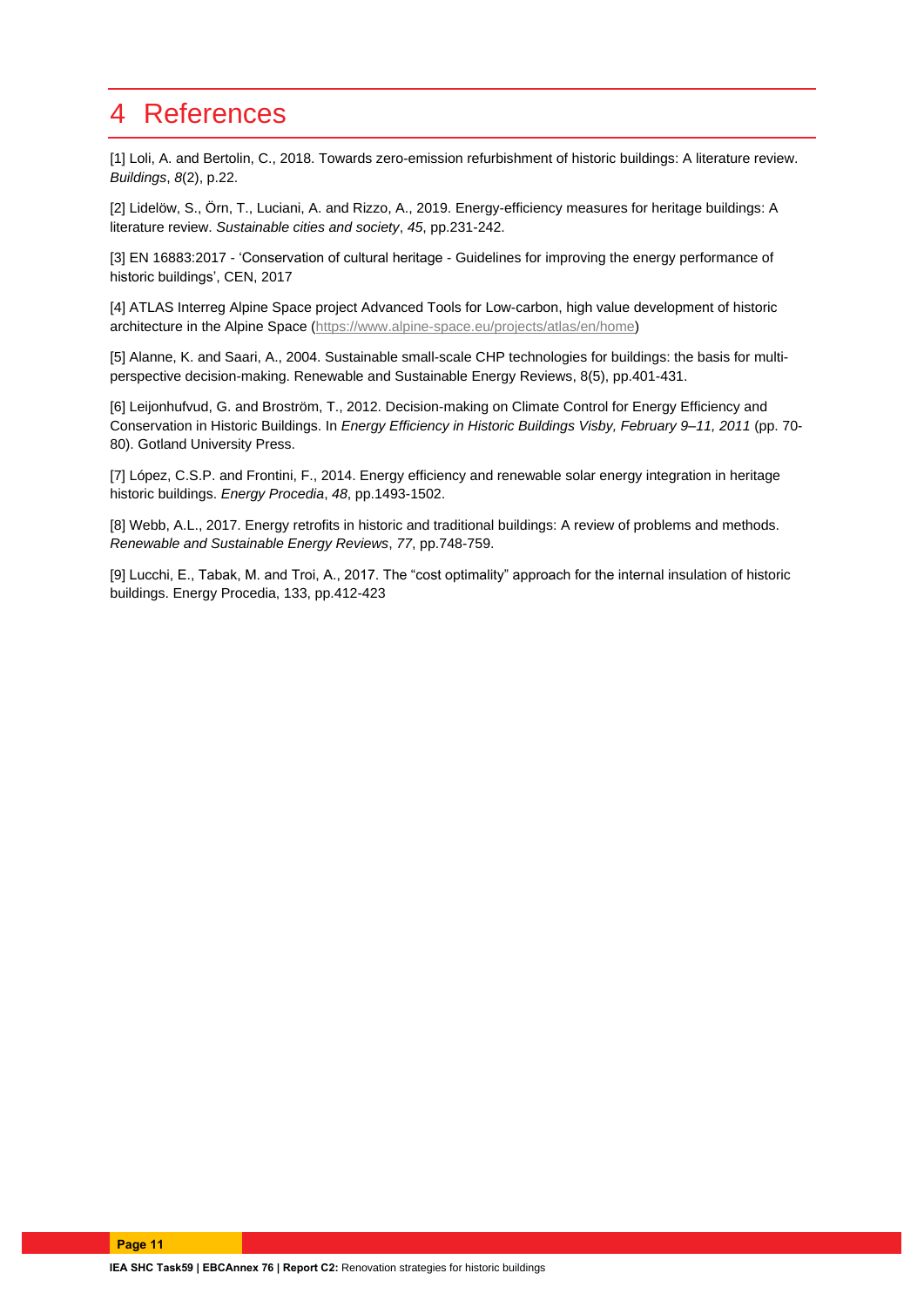# 4 References

[1] Loli, A. and Bertolin, C., 2018. Towards zero-emission refurbishment of historic buildings: A literature review. *Buildings*, *8*(2), p.22.

[2] Lidelöw, S., Örn, T., Luciani, A. and Rizzo, A., 2019. Energy-efficiency measures for heritage buildings: A literature review. *Sustainable cities and society*, *45*, pp.231-242.

[3] EN 16883:2017 - 'Conservation of cultural heritage - Guidelines for improving the energy performance of historic buildings', CEN, 2017

[4] ATLAS Interreg Alpine Space project Advanced Tools for Low-carbon, high value development of historic architecture in the Alpine Space (https://www.alpine-space.eu/projects/atlas/en/home)

[5] Alanne, K. and Saari, A., 2004. Sustainable small-scale CHP technologies for buildings: the basis for multi-perspective decision-making. Renewable and Sustainable Energy Reviews, 8(5), pp.401-431.

[6] Leijonhufvud, G. and Broström, T., 2012. Decision-making on Climate Control for Energy Efficiency and Conservation in Historic Buildings. In *Energy Efficiency in Historic Buildings Visby, February 9–11, 2011* (pp. 70-80). Gotland University Press.

[7] López, C.S.P. and Frontini, F., 2014. Energy efficiency and renewable solar energy integration in heritage historic buildings. *Energy Procedia*, *48*, pp.1493-1502.

[8] Webb, A.L., 2017. Energy retrofits in historic and traditional buildings: A review of problems and methods. *Renewable and Sustainable Energy Reviews*, *77*, pp.748-759.

[9] Lucchi, E., Tabak, M. and Troi, A., 2017. The "cost optimality" approach for the internal insulation of historic buildings. Energy Procedia, 133, pp.412-423